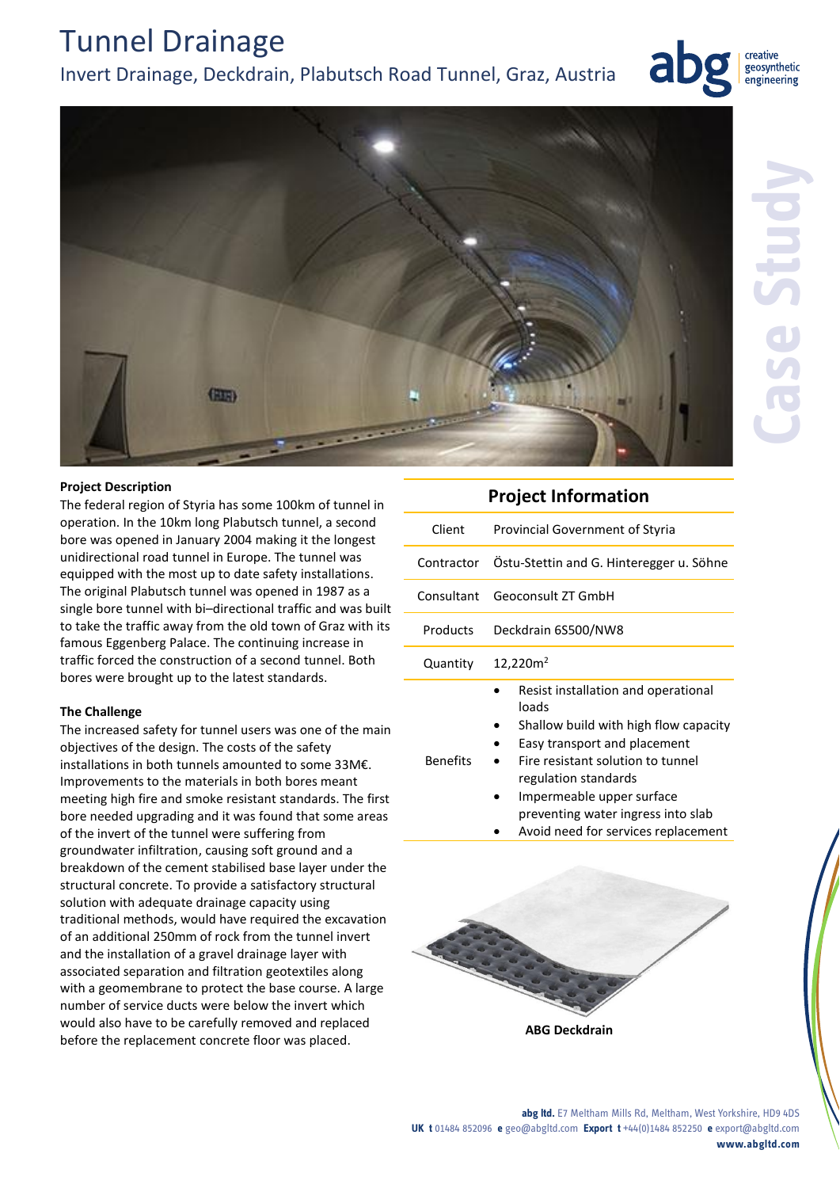# Tunnel Drainage

## Invert Drainage, Deckdrain, Plabutsch Road Tunnel, Graz, Austria

abg creative geosynthetic engineering

Case Study

### Project Description

The federal region of Styria has some 100km of tunnel in operation. In the 10km long Plabutsch tunnel, a second bore was opened in January 2004 making it the longest unidirectional road tunnel in Europe. The tunnel was equipped with the most up to date safety installations. The original Plabutsch tunnel was opened in 1987 as a single bore tunnel with bi–directional traffic and was built to take the traffic away from the old town of Graz with its famous Eggenberg Palace. The continuing increase in traffic forced the construction of a second tunnel. Both bores were brought up to the latest standards.

### The Challenge

The increased safety for tunnel users was one of the main objectives of the design. The costs of the safety installations in both tunnels amounted to some 33M€. Improvements to the materials in both bores meant meeting high fire and smoke resistant standards. The first bore needed upgrading and it was found that some areas of the invert of the tunnel were suffering from groundwater infiltration, causing soft ground and a breakdown of the cement stabilised base layer under the structural concrete. To provide a satisfactory structural solution with adequate drainage capacity using traditional methods, would have required the excavation of an additional 250mm of rock from the tunnel invert and the installation of a gravel drainage layer with associated separation and filtration geotextiles along with a geomembrane to protect the base course. A large number of service ducts were below the invert which would also have to be carefully removed and replaced before the replacement concrete floor was placed.

### Project Information

| | |
|---|---|
| Client | Provincial Government of Styria |
| Contractor | Östu-Stettin and G. Hinteregger u. Söhne |
| Consultant | Geoconsult ZT GmbH |
| Products | Deckdrain 6S500/NW8 |
| Quantity | 12,220m² |
| Benefits | • Resist installation and operational loads<br>• Shallow build with high flow capacity<br>• Easy transport and placement<br>• Fire resistant solution to tunnel regulation standards<br>• Impermeable upper surface preventing water ingress into slab<br>• Avoid need for services replacement |

**ABG Deckdrain**

**abg ltd.** E7 Meltham Mills Rd, Meltham, West Yorkshire, HD9 4DS
**UK t** 01484 852096 **e** geo@abgltd.com **Export t** +44(0)1484 852250 **e** export@abgltd.com
**www.abgltd.com**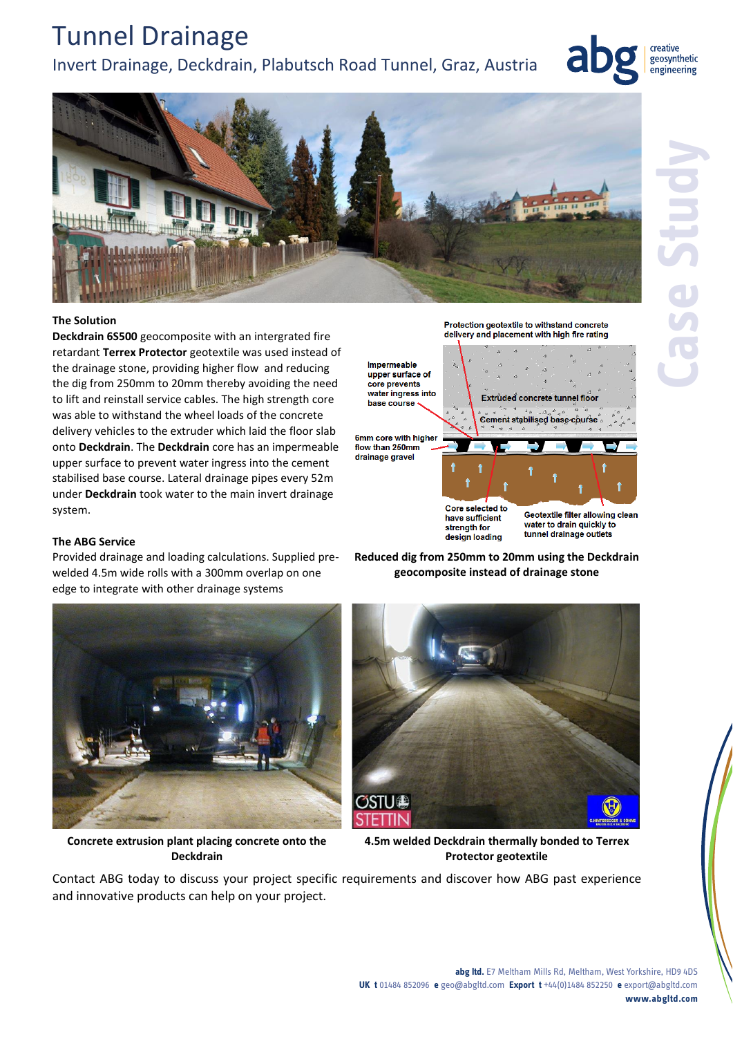# Tunnel Drainage

## Invert Drainage, Deckdrain, Plabutsch Road Tunnel, Graz, Austria

creative geosynthetic engineering

Case Study

### The Solution

**Deckdrain 6S500** geocomposite with an intergrated fire retardant **Terrex Protector** geotextile was used instead of the drainage stone, providing higher flow and reducing the dig from 250mm to 20mm thereby avoiding the need to lift and reinstall service cables. The high strength core was able to withstand the wheel loads of the concrete delivery vehicles to the extruder which laid the floor slab onto **Deckdrain**. The **Deckdrain** core has an impermeable upper surface to prevent water ingress into the cement stabilised base course. Lateral drainage pipes every 52m under **Deckdrain** took water to the main invert drainage system.

Protection geotextile to withstand concrete delivery and placement with high fire rating

Impermeable upper surface of core prevents water ingress into base course

Extruded concrete tunnel floor

Cement stabilised base course

6mm core with higher flow than 250mm drainage gravel

Core selected to have sufficient strength for design loading

Geotextile filter allowing clean water to drain quickly to tunnel drainage outlets

**Reduced dig from 250mm to 20mm using the Deckdrain geocomposite instead of drainage stone**

### The ABG Service

Provided drainage and loading calculations. Supplied pre-welded 4.5m wide rolls with a 300mm overlap on one edge to integrate with other drainage systems

**Concrete extrusion plant placing concrete onto the Deckdrain**

**4.5m welded Deckdrain thermally bonded to Terrex Protector geotextile**

Contact ABG today to discuss your project specific requirements and discover how ABG past experience and innovative products can help on your project.

**abg ltd.** E7 Meltham Mills Rd, Meltham, West Yorkshire, HD9 4DS
**UK t** 01484 852096 **e** geo@abgltd.com **Export t** +44(0)1484 852250 **e** export@abgltd.com
**www.abgltd.com**